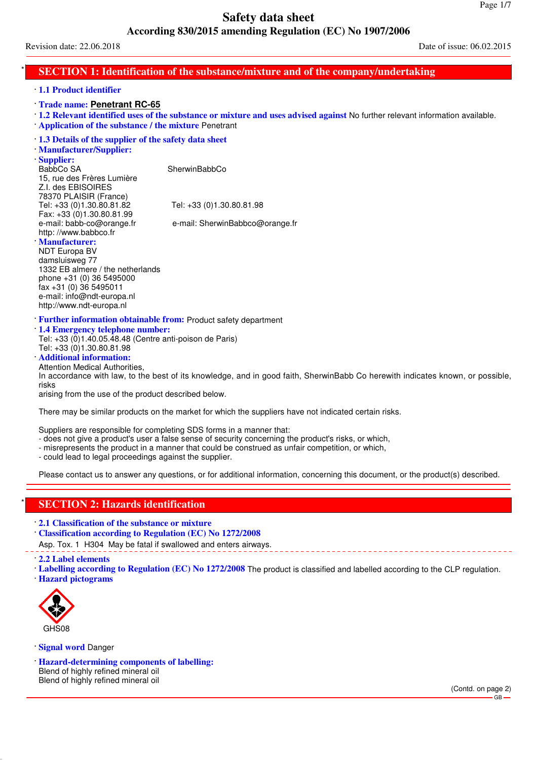# Safety data sheet

**According 830/2015 amending Regulation (EC) No 1907/2006**

Revision date: 22.06.2018 Date of issue: 06.02.2015

## SECTION 1: Identification of the substance/mixture and of the company/undertaking

· **1.1 Product identifier**

· **Trade name: Penetrant RC-65**

· **1.2 Relevant identified uses of the substance or mixture and uses advised against** No further relevant information available.

· **Application of the substance / the mixture** Penetrant

· **1.3 Details of the supplier of the safety data sheet**

· **Manufacturer/Supplier:**

· **Supplier:**

BabbCo SA
15, rue des Frères Lumière
Z.I. des EBISOIRES
78370 PLAISIR (France)
Tel: +33 (0)1.30.80.81.82
Fax: +33 (0)1.30.80.81.99
e-mail: babb-co@orange.fr
http: //www.babbco.fr

SherwinBabbCo
Tel: +33 (0)1.30.80.81.98
e-mail: SherwinBabbco@orange.fr

· **Manufacturer:**

NDT Europa BV
damsluisweg 77
1332 EB almere / the netherlands
phone +31 (0) 36 5495000
fax +31 (0) 36 5495011
e-mail: info@ndt-europa.nl
http://www.ndt-europa.nl

· **Further information obtainable from:** Product safety department

· **1.4 Emergency telephone number:**

Tel: +33 (0)1.40.05.48.48 (Centre anti-poison de Paris)
Tel: +33 (0)1.30.80.81.98

· **Additional information:**

Attention Medical Authorities,
In accordance with law, to the best of its knowledge, and in good faith, SherwinBabb Co herewith indicates known, or possible, risks
arising from the use of the product described below.

There may be similar products on the market for which the suppliers have not indicated certain risks.

Suppliers are responsible for completing SDS forms in a manner that:
- does not give a product's user a false sense of security concerning the product's risks, or which,
- misrepresents the product in a manner that could be construed as unfair competition, or which,
- could lead to legal proceedings against the supplier.

Please contact us to answer any questions, or for additional information, concerning this document, or the product(s) described.

## SECTION 2: Hazards identification

· **2.1 Classification of the substance or mixture**

· **Classification according to Regulation (EC) No 1272/2008**

Asp. Tox. 1 H304 May be fatal if swallowed and enters airways.

· **2.2 Label elements**

· **Labelling according to Regulation (EC) No 1272/2008** The product is classified and labelled according to the CLP regulation.

· **Hazard pictograms**

GHS08

· **Signal word** Danger

· **Hazard-determining components of labelling:**

Blend of highly refined mineral oil
Blend of highly refined mineral oil

(Contd. on page 2)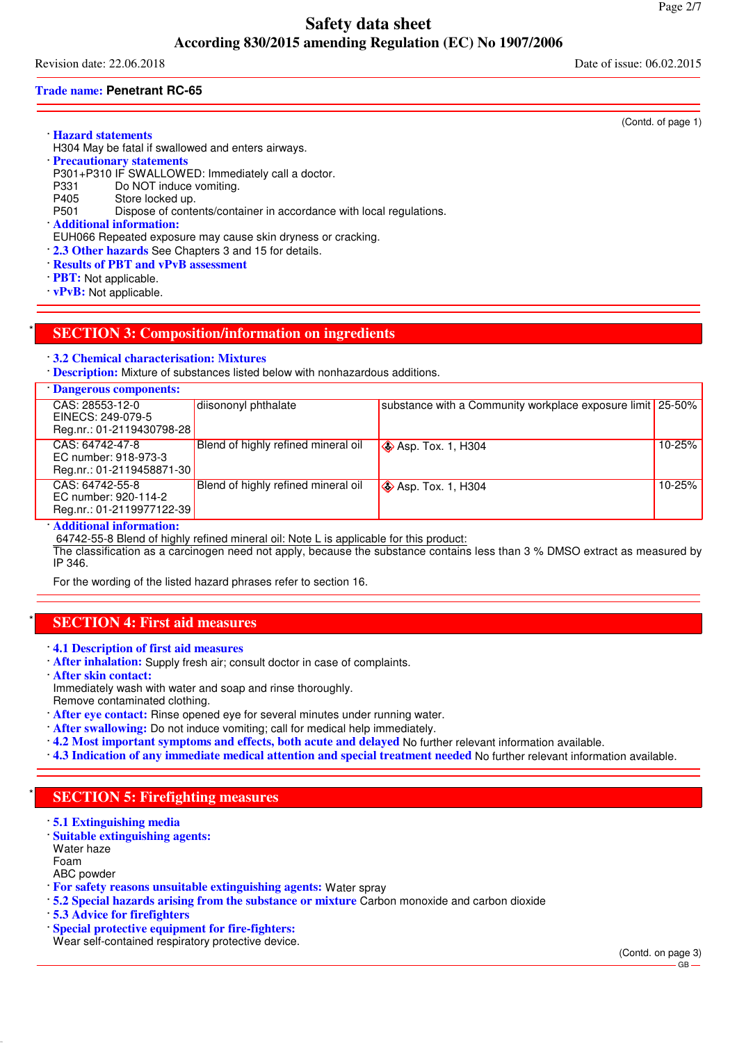(Contd. of page 1)

· **Hazard statements**
H304 May be fatal if swallowed and enters airways.

· **Precautionary statements**
P301+P310 IF SWALLOWED: Immediately call a doctor.
P331 Do NOT induce vomiting.
P405 Store locked up.
P501 Dispose of contents/container in accordance with local regulations.

· **Additional information:**
EUH066 Repeated exposure may cause skin dryness or cracking.

· **2.3 Other hazards** See Chapters 3 and 15 for details.

· **Results of PBT and vPvB assessment**
· **PBT:** Not applicable.
· **vPvB:** Not applicable.

## SECTION 3: Composition/information on ingredients

· **3.2 Chemical characterisation: Mixtures**
· **Description:** Mixture of substances listed below with nonhazardous additions.

· **Dangerous components:**

| | | | |
|---|---|---|---|
| CAS: 28553-12-0<br>EINECS: 249-079-5<br>Reg.nr.: 01-2119430798-28 | diisononyl phthalate | substance with a Community workplace exposure limit | 25-50% |
| CAS: 64742-47-8<br>EC number: 918-973-3<br>Reg.nr.: 01-2119458871-30 | Blend of highly refined mineral oil | Asp. Tox. 1, H304 | 10-25% |
| CAS: 64742-55-8<br>EC number: 920-114-2<br>Reg.nr.: 01-2119977122-39 | Blend of highly refined mineral oil | Asp. Tox. 1, H304 | 10-25% |

· **Additional information:**
64742-55-8 Blend of highly refined mineral oil: Note L is applicable for this product:
The classification as a carcinogen need not apply, because the substance contains less than 3 % DMSO extract as measured by IP 346.

For the wording of the listed hazard phrases refer to section 16.

## SECTION 4: First aid measures

· **4.1 Description of first aid measures**
· **After inhalation:** Supply fresh air; consult doctor in case of complaints.
· **After skin contact:**
Immediately wash with water and soap and rinse thoroughly.
Remove contaminated clothing.
· **After eye contact:** Rinse opened eye for several minutes under running water.
· **After swallowing:** Do not induce vomiting; call for medical help immediately.
· **4.2 Most important symptoms and effects, both acute and delayed** No further relevant information available.
· **4.3 Indication of any immediate medical attention and special treatment needed** No further relevant information available.

## SECTION 5: Firefighting measures

· **5.1 Extinguishing media**
· **Suitable extinguishing agents:**
Water haze
Foam
ABC powder
· **For safety reasons unsuitable extinguishing agents:** Water spray
· **5.2 Special hazards arising from the substance or mixture** Carbon monoxide and carbon dioxide
· **5.3 Advice for firefighters**
· **Special protective equipment for fire-fighters:**
Wear self-contained respiratory protective device.

(Contd. on page 3)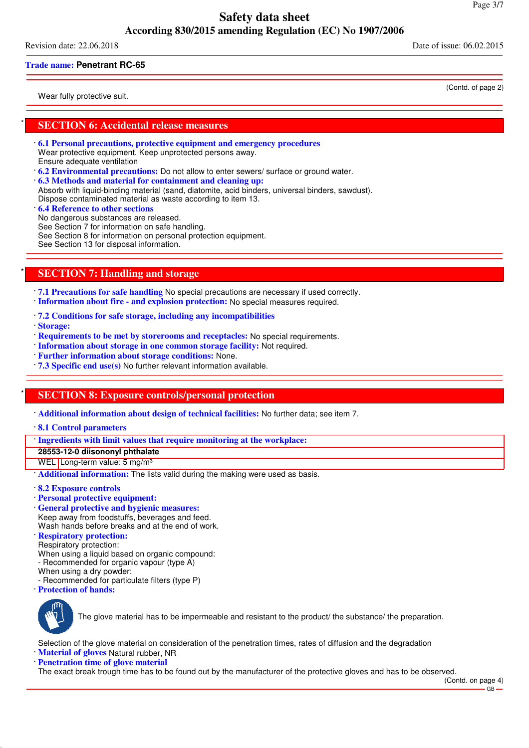Wear fully protective suit.

## SECTION 6: Accidental release measures

· **6.1 Personal precautions, protective equipment and emergency procedures**
Wear protective equipment. Keep unprotected persons away.
Ensure adequate ventilation

· **6.2 Environmental precautions:** Do not allow to enter sewers/ surface or ground water.

· **6.3 Methods and material for containment and cleaning up:**
Absorb with liquid-binding material (sand, diatomite, acid binders, universal binders, sawdust).
Dispose contaminated material as waste according to item 13.

· **6.4 Reference to other sections**
No dangerous substances are released.
See Section 7 for information on safe handling.
See Section 8 for information on personal protection equipment.
See Section 13 for disposal information.

## SECTION 7: Handling and storage

· **7.1 Precautions for safe handling** No special precautions are necessary if used correctly.
· **Information about fire - and explosion protection:** No special measures required.

· **7.2 Conditions for safe storage, including any incompatibilities**
· **Storage:**
· **Requirements to be met by storerooms and receptacles:** No special requirements.
· **Information about storage in one common storage facility:** Not required.
· **Further information about storage conditions:** None.
· **7.3 Specific end use(s)** No further relevant information available.

## SECTION 8: Exposure controls/personal protection

· **Additional information about design of technical facilities:** No further data; see item 7.

· **8.1 Control parameters**

| · Ingredients with limit values that require monitoring at the workplace: | |
|---|---|
| **28553-12-0 diisononyl phthalate** | |
| WEL | Long-term value: 5 mg/m³ |

· **Additional information:** The lists valid during the making were used as basis.

· **8.2 Exposure controls**
· **Personal protective equipment:**
· **General protective and hygienic measures:**
Keep away from foodstuffs, beverages and feed.
Wash hands before breaks and at the end of work.
· **Respiratory protection:**
Respiratory protection:
When using a liquid based on organic compound:
- Recommended for organic vapour (type A)
When using a dry powder:
- Recommended for particulate filters (type P)
· **Protection of hands:**

The glove material has to be impermeable and resistant to the product/ the substance/ the preparation.

Selection of the glove material on consideration of the penetration times, rates of diffusion and the degradation
· **Material of gloves** Natural rubber, NR
· **Penetration time of glove material**
The exact break trough time has to be found out by the manufacturer of the protective gloves and has to be observed.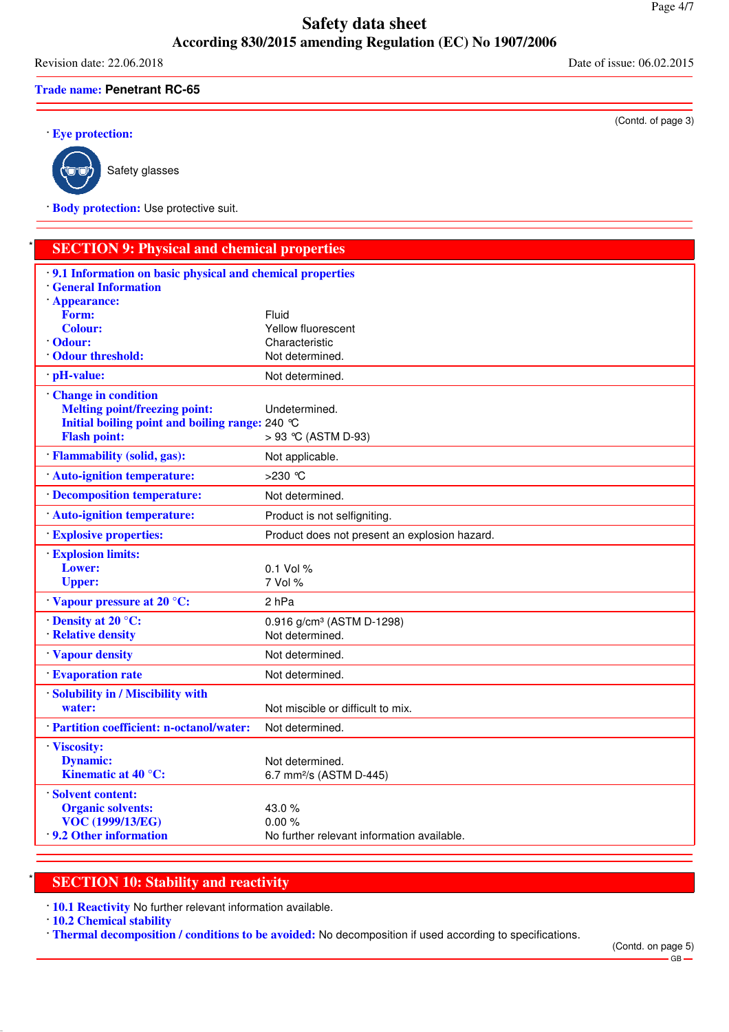(Contd. of page 3)

· **Eye protection:**

Safety glasses

· **Body protection:** Use protective suit.

## SECTION 9: Physical and chemical properties

| | |
|---|---|
| · **9.1 Information on basic physical and chemical properties** | |
| · **General Information** | |
| · **Appearance:** | |
| **Form:** | Fluid |
| **Colour:** | Yellow fluorescent |
| · **Odour:** | Characteristic |
| · **Odour threshold:** | Not determined. |
| · **pH-value:** | Not determined. |
| · **Change in condition** | |
| **Melting point/freezing point:** | Undetermined. |
| **Initial boiling point and boiling range:** | 240 °C |
| **Flash point:** | > 93 °C (ASTM D-93) |
| · **Flammability (solid, gas):** | Not applicable. |
| · **Auto-ignition temperature:** | >230 °C |
| · **Decomposition temperature:** | Not determined. |
| · **Auto-ignition temperature:** | Product is not selfigniting. |
| · **Explosive properties:** | Product does not present an explosion hazard. |
| · **Explosion limits:** | |
| **Lower:** | 0.1 Vol % |
| **Upper:** | 7 Vol % |
| · **Vapour pressure at 20 °C:** | 2 hPa |
| · **Density at 20 °C:** | 0.916 g/cm³ (ASTM D-1298) |
| · **Relative density** | Not determined. |
| · **Vapour density** | Not determined. |
| · **Evaporation rate** | Not determined. |
| · **Solubility in / Miscibility with water:** | Not miscible or difficult to mix. |
| · **Partition coefficient: n-octanol/water:** | Not determined. |
| · **Viscosity:** | |
| **Dynamic:** | Not determined. |
| **Kinematic at 40 °C:** | 6.7 mm²/s (ASTM D-445) |
| · **Solvent content:** | |
| **Organic solvents:** | 43.0 % |
| **VOC (1999/13/EG)** | 0.00 % |
| · **9.2 Other information** | No further relevant information available. |

## SECTION 10: Stability and reactivity

· **10.1 Reactivity** No further relevant information available.

· **10.2 Chemical stability**

· **Thermal decomposition / conditions to be avoided:** No decomposition if used according to specifications.

(Contd. on page 5)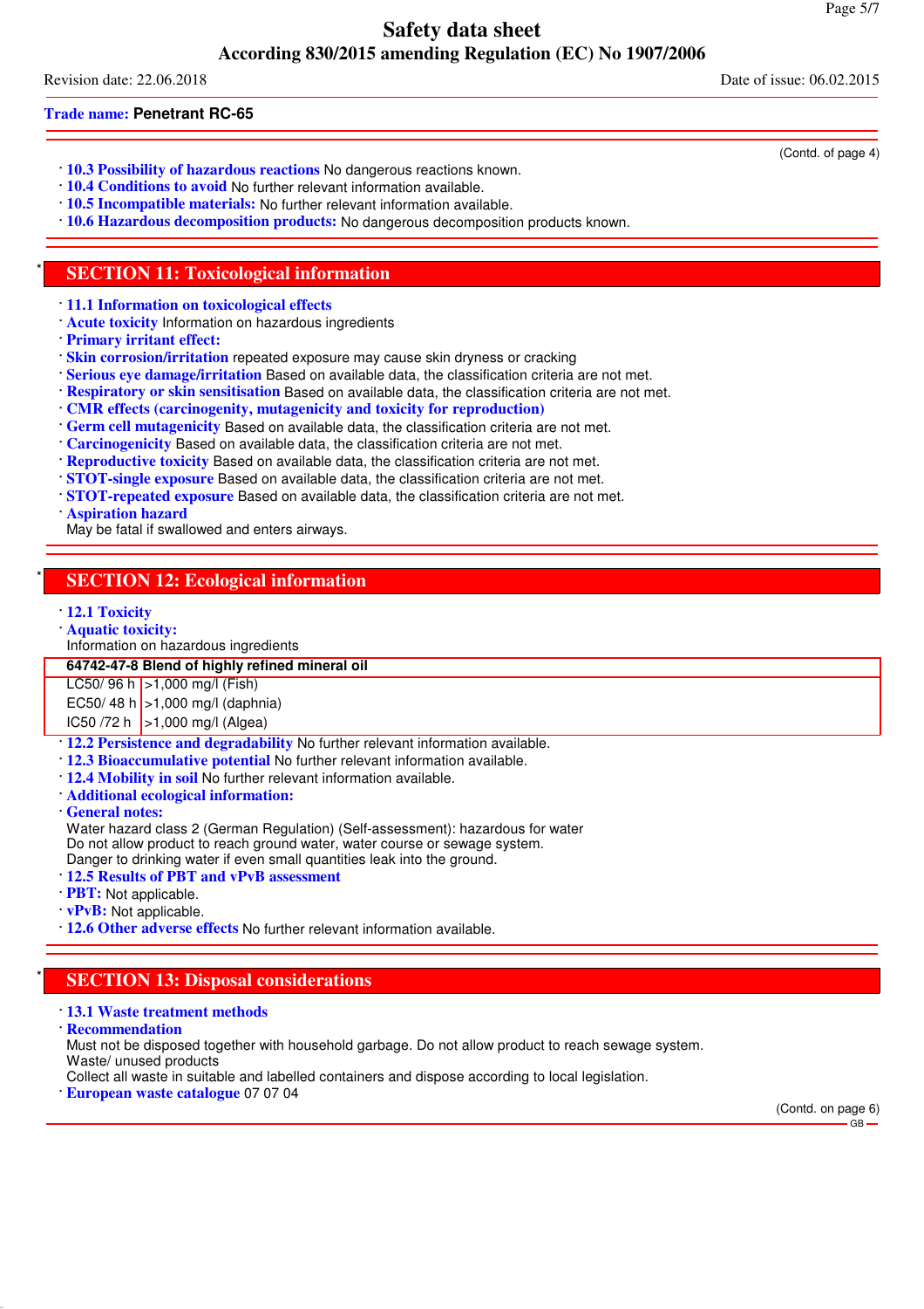**Trade name:** Penetrant RC-65

(Contd. of page 4)

- **10.3 Possibility of hazardous reactions** No dangerous reactions known.
- **10.4 Conditions to avoid** No further relevant information available.
- **10.5 Incompatible materials:** No further relevant information available.
- **10.6 Hazardous decomposition products:** No dangerous decomposition products known.

## SECTION 11: Toxicological information

- **11.1 Information on toxicological effects**
- **Acute toxicity** Information on hazardous ingredients
- **Primary irritant effect:**
- **Skin corrosion/irritation** repeated exposure may cause skin dryness or cracking
- **Serious eye damage/irritation** Based on available data, the classification criteria are not met.
- **Respiratory or skin sensitisation** Based on available data, the classification criteria are not met.
- **CMR effects (carcinogenity, mutagenicity and toxicity for reproduction)**
- **Germ cell mutagenicity** Based on available data, the classification criteria are not met.
- **Carcinogenicity** Based on available data, the classification criteria are not met.
- **Reproductive toxicity** Based on available data, the classification criteria are not met.
- **STOT-single exposure** Based on available data, the classification criteria are not met.
- **STOT-repeated exposure** Based on available data, the classification criteria are not met.
- **Aspiration hazard**
  May be fatal if swallowed and enters airways.

## SECTION 12: Ecological information

- **12.1 Toxicity**
- **Aquatic toxicity:**
  Information on hazardous ingredients

| 64742-47-8 Blend of highly refined mineral oil | |
|---|---|
| LC50/ 96 h | >1,000 mg/l (Fish) |
| EC50/ 48 h | >1,000 mg/l (daphnia) |
| IC50 /72 h | >1,000 mg/l (Algea) |

- **12.2 Persistence and degradability** No further relevant information available.
- **12.3 Bioaccumulative potential** No further relevant information available.
- **12.4 Mobility in soil** No further relevant information available.
- **Additional ecological information:**
- **General notes:**
  Water hazard class 2 (German Regulation) (Self-assessment): hazardous for water
  Do not allow product to reach ground water, water course or sewage system.
  Danger to drinking water if even small quantities leak into the ground.
- **12.5 Results of PBT and vPvB assessment**
- **PBT:** Not applicable.
- **vPvB:** Not applicable.
- **12.6 Other adverse effects** No further relevant information available.

## SECTION 13: Disposal considerations

- **13.1 Waste treatment methods**
- **Recommendation**
  Must not be disposed together with household garbage. Do not allow product to reach sewage system.
  Waste/ unused products
  Collect all waste in suitable and labelled containers and dispose according to local legislation.
- **European waste catalogue** 07 07 04

(Contd. on page 6)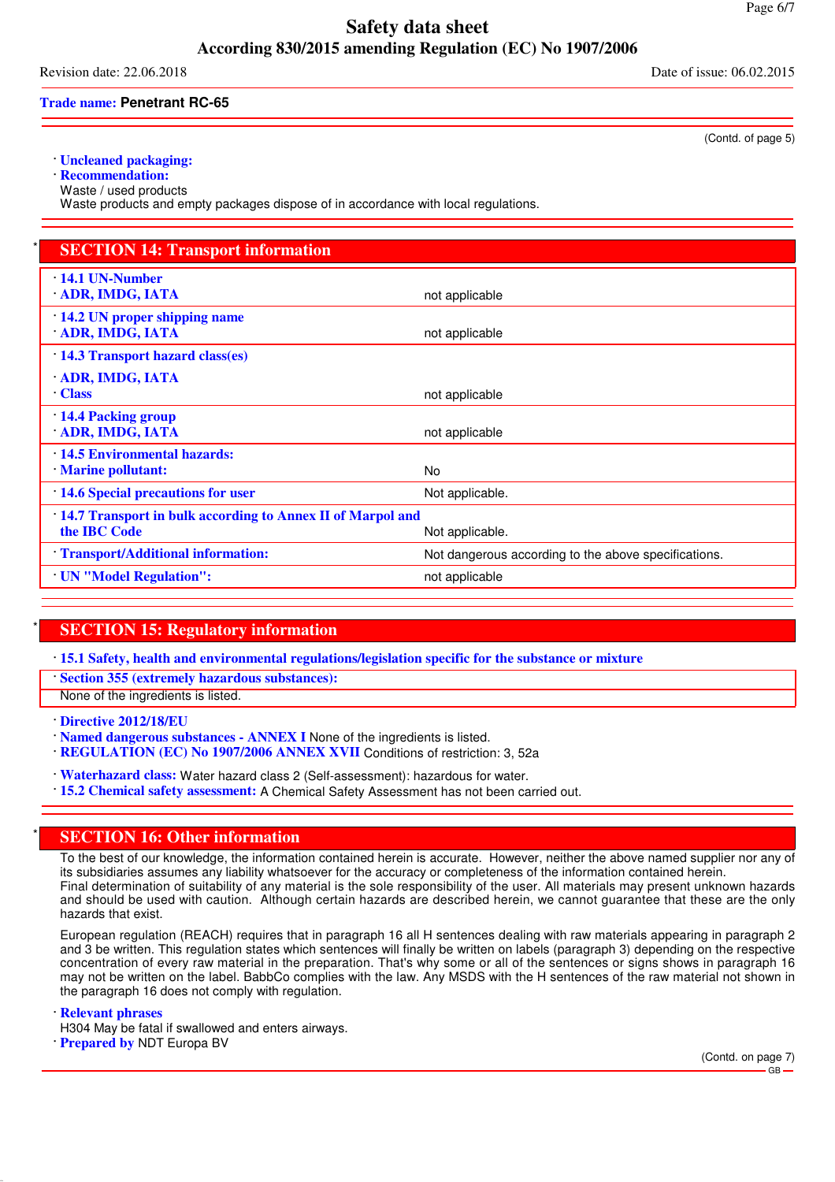(Contd. of page 5)

· **Uncleaned packaging:**
· **Recommendation:**
Waste / used products
Waste products and empty packages dispose of in accordance with local regulations.

## SECTION 14: Transport information

| | |
|---|---|
| · **14.1 UN-Number** · **ADR, IMDG, IATA** | not applicable |
| · **14.2 UN proper shipping name** · **ADR, IMDG, IATA** | not applicable |
| · **14.3 Transport hazard class(es)** · **ADR, IMDG, IATA** · **Class** | not applicable |
| · **14.4 Packing group** · **ADR, IMDG, IATA** | not applicable |
| · **14.5 Environmental hazards:** · **Marine pollutant:** | No |
| · **14.6 Special precautions for user** | Not applicable. |
| · **14.7 Transport in bulk according to Annex II of Marpol and the IBC Code** | Not applicable. |
| · **Transport/Additional information:** | Not dangerous according to the above specifications. |
| · **UN "Model Regulation":** | not applicable |

## SECTION 15: Regulatory information

· **15.1 Safety, health and environmental regulations/legislation specific for the substance or mixture**

· **Section 355 (extremely hazardous substances):**
None of the ingredients is listed.

· **Directive 2012/18/EU**
· **Named dangerous substances - ANNEX I** None of the ingredients is listed.
· **REGULATION (EC) No 1907/2006 ANNEX XVII** Conditions of restriction: 3, 52a

· **Waterhazard class:** Water hazard class 2 (Self-assessment): hazardous for water.
· **15.2 Chemical safety assessment:** A Chemical Safety Assessment has not been carried out.

## SECTION 16: Other information

To the best of our knowledge, the information contained herein is accurate. However, neither the above named supplier nor any of its subsidiaries assumes any liability whatsoever for the accuracy or completeness of the information contained herein.
Final determination of suitability of any material is the sole responsibility of the user. All materials may present unknown hazards and should be used with caution. Although certain hazards are described herein, we cannot guarantee that these are the only hazards that exist.

European regulation (REACH) requires that in paragraph 16 all H sentences dealing with raw materials appearing in paragraph 2 and 3 be written. This regulation states which sentences will finally be written on labels (paragraph 3) depending on the respective concentration of every raw material in the preparation. That's why some or all of the sentences or signs shows in paragraph 16 may not be written on the label. BabbCo complies with the law. Any MSDS with the H sentences of the raw material not shown in the paragraph 16 does not comply with regulation.

· **Relevant phrases**
H304 May be fatal if swallowed and enters airways.
· **Prepared by** NDT Europa BV

(Contd. on page 7)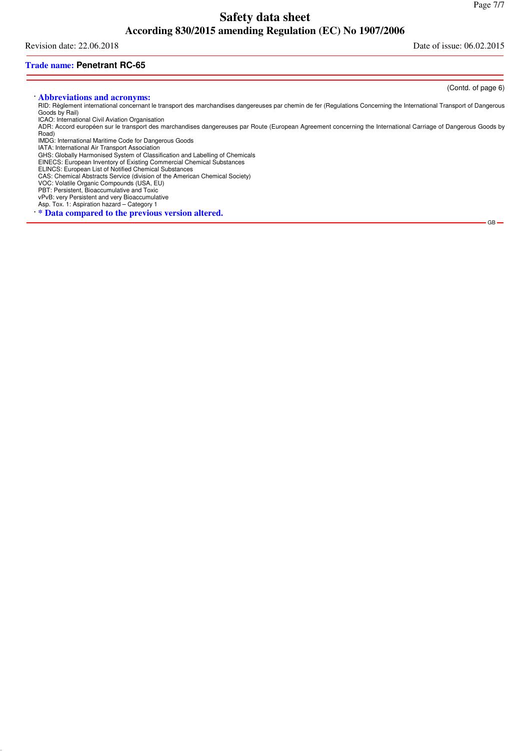(Contd. of page 6)

· **Abbreviations and acronyms:**

RID: Règlement international concernant le transport des marchandises dangereuses par chemin de fer (Regulations Concerning the International Transport of Dangerous Goods by Rail)
ICAO: International Civil Aviation Organisation
ADR: Accord européen sur le transport des marchandises dangereuses par Route (European Agreement concerning the International Carriage of Dangerous Goods by Road)
IMDG: International Maritime Code for Dangerous Goods
IATA: International Air Transport Association
GHS: Globally Harmonised System of Classification and Labelling of Chemicals
EINECS: European Inventory of Existing Commercial Chemical Substances
ELINCS: European List of Notified Chemical Substances
CAS: Chemical Abstracts Service (division of the American Chemical Society)
VOC: Volatile Organic Compounds (USA, EU)
PBT: Persistent, Bioaccumulative and Toxic
vPvB: very Persistent and very Bioaccumulative
Asp. Tox. 1: Aspiration hazard – Category 1

· *** Data compared to the previous version altered.**

GB